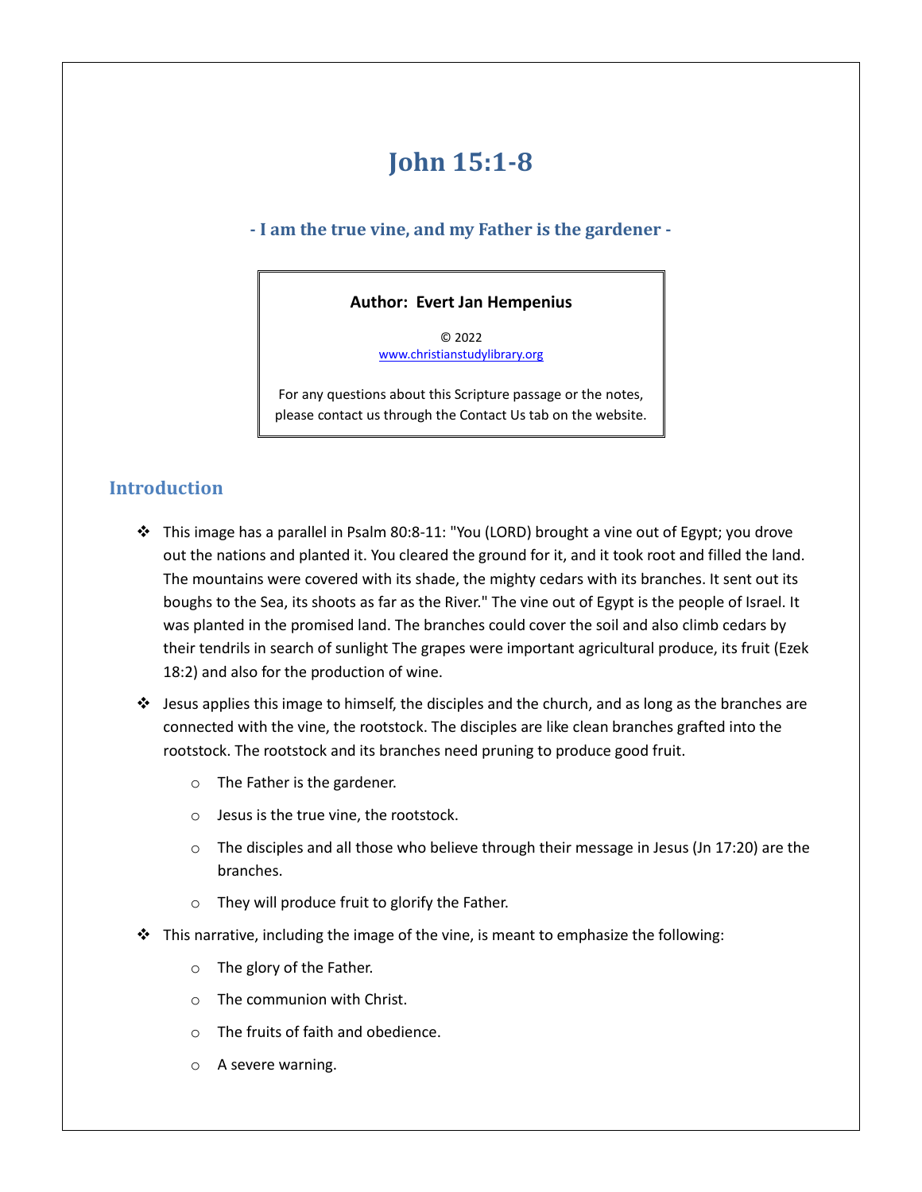# John 15:1-8

### - I am the true vine, and my Father is the gardener -

**Author: Evert Jan Hempenius**

© 2022
www.christianstudylibrary.org

For any questions about this Scripture passage or the notes, please contact us through the Contact Us tab on the website.

## Introduction

- This image has a parallel in Psalm 80:8-11: "You (LORD) brought a vine out of Egypt; you drove out the nations and planted it. You cleared the ground for it, and it took root and filled the land. The mountains were covered with its shade, the mighty cedars with its branches. It sent out its boughs to the Sea, its shoots as far as the River." The vine out of Egypt is the people of Israel. It was planted in the promised land. The branches could cover the soil and also climb cedars by their tendrils in search of sunlight The grapes were important agricultural produce, its fruit (Ezek 18:2) and also for the production of wine.
- Jesus applies this image to himself, the disciples and the church, and as long as the branches are connected with the vine, the rootstock. The disciples are like clean branches grafted into the rootstock. The rootstock and its branches need pruning to produce good fruit.
  - The Father is the gardener.
  - Jesus is the true vine, the rootstock.
  - The disciples and all those who believe through their message in Jesus (Jn 17:20) are the branches.
  - They will produce fruit to glorify the Father.
- This narrative, including the image of the vine, is meant to emphasize the following:
  - The glory of the Father.
  - The communion with Christ.
  - The fruits of faith and obedience.
  - A severe warning.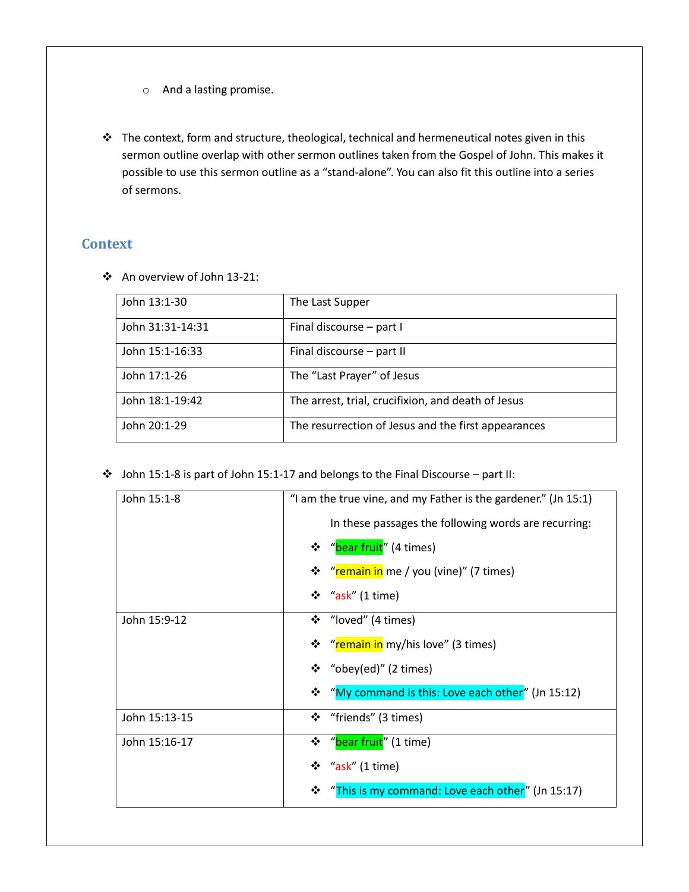- And a lasting promise.

- The context, form and structure, theological, technical and hermeneutical notes given in this sermon outline overlap with other sermon outlines taken from the Gospel of John. This makes it possible to use this sermon outline as a "stand-alone". You can also fit this outline into a series of sermons.

## Context

- An overview of John 13-21:

| John 13:1-30 | The Last Supper |
|---|---|
| John 31:31-14:31 | Final discourse – part I |
| John 15:1-16:33 | Final discourse – part II |
| John 17:1-26 | The "Last Prayer" of Jesus |
| John 18:1-19:42 | The arrest, trial, crucifixion, and death of Jesus |
| John 20:1-29 | The resurrection of Jesus and the first appearances |

- John 15:1-8 is part of John 15:1-17 and belongs to the Final Discourse – part II:

| John 15:1-8 | "I am the true vine, and my Father is the gardener." (Jn 15:1)<br>In these passages the following words are recurring:<br>❖ "bear fruit" (4 times)<br>❖ "remain in me / you (vine)" (7 times)<br>❖ "ask" (1 time) |
|---|---|
| John 15:9-12 | ❖ "loved" (4 times)<br>❖ "remain in my/his love" (3 times)<br>❖ "obey(ed)" (2 times)<br>❖ "My command is this: Love each other" (Jn 15:12) |
| John 15:13-15 | ❖ "friends" (3 times) |
| John 15:16-17 | ❖ "bear fruit" (1 time)<br>❖ "ask" (1 time)<br>❖ "This is my command: Love each other" (Jn 15:17) |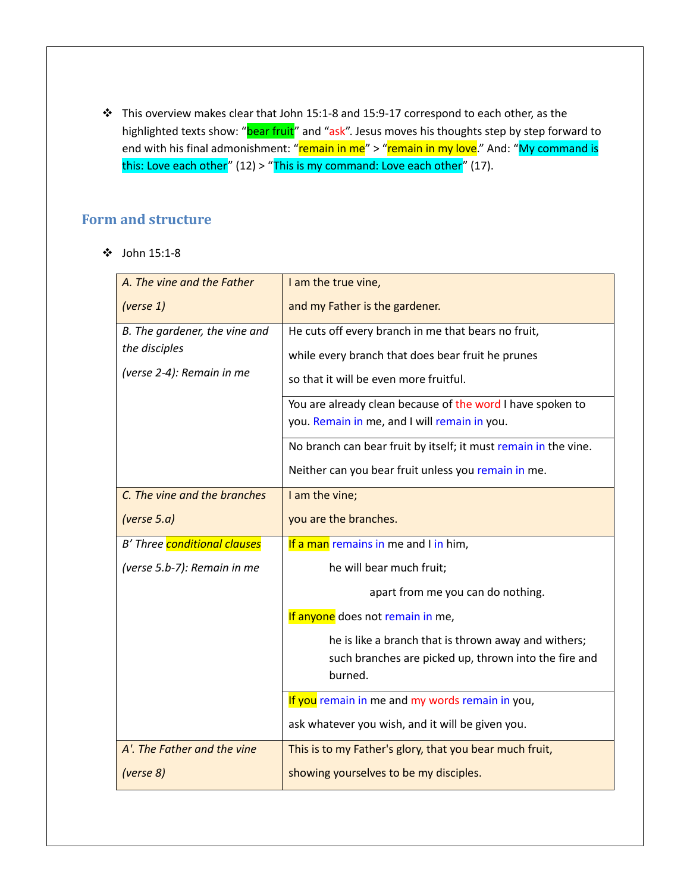- This overview makes clear that John 15:1-8 and 15:9-17 correspond to each other, as the highlighted texts show: "bear fruit" and "ask". Jesus moves his thoughts step by step forward to end with his final admonishment: "remain in me" > "remain in my love." And: "My command is this: Love each other" (12) > "This is my command: Love each other" (17).

## Form and structure

- John 15:1-8

| | |
|---|---|
| *A. The vine and the Father (verse 1)* | I am the true vine,<br>and my Father is the gardener. |
| *B. The gardener, the vine and the disciples (verse 2-4): Remain in me* | He cuts off every branch in me that bears no fruit,<br>while every branch that does bear fruit he prunes<br>so that it will be even more fruitful. |
| | You are already clean because of the word I have spoken to you. Remain in me, and I will remain in you. |
| | No branch can bear fruit by itself; it must remain in the vine.<br>Neither can you bear fruit unless you remain in me. |
| *C. The vine and the branches (verse 5.a)* | I am the vine;<br>you are the branches. |
| *B' Three conditional clauses (verse 5.b-7): Remain in me* | If a man remains in me and I in him,<br>he will bear much fruit;<br>apart from me you can do nothing.<br>If anyone does not remain in me,<br>he is like a branch that is thrown away and withers; such branches are picked up, thrown into the fire and burned. |
| | If you remain in me and my words remain in you,<br>ask whatever you wish, and it will be given you. |
| *A'. The Father and the vine (verse 8)* | This is to my Father's glory, that you bear much fruit,<br>showing yourselves to be my disciples. |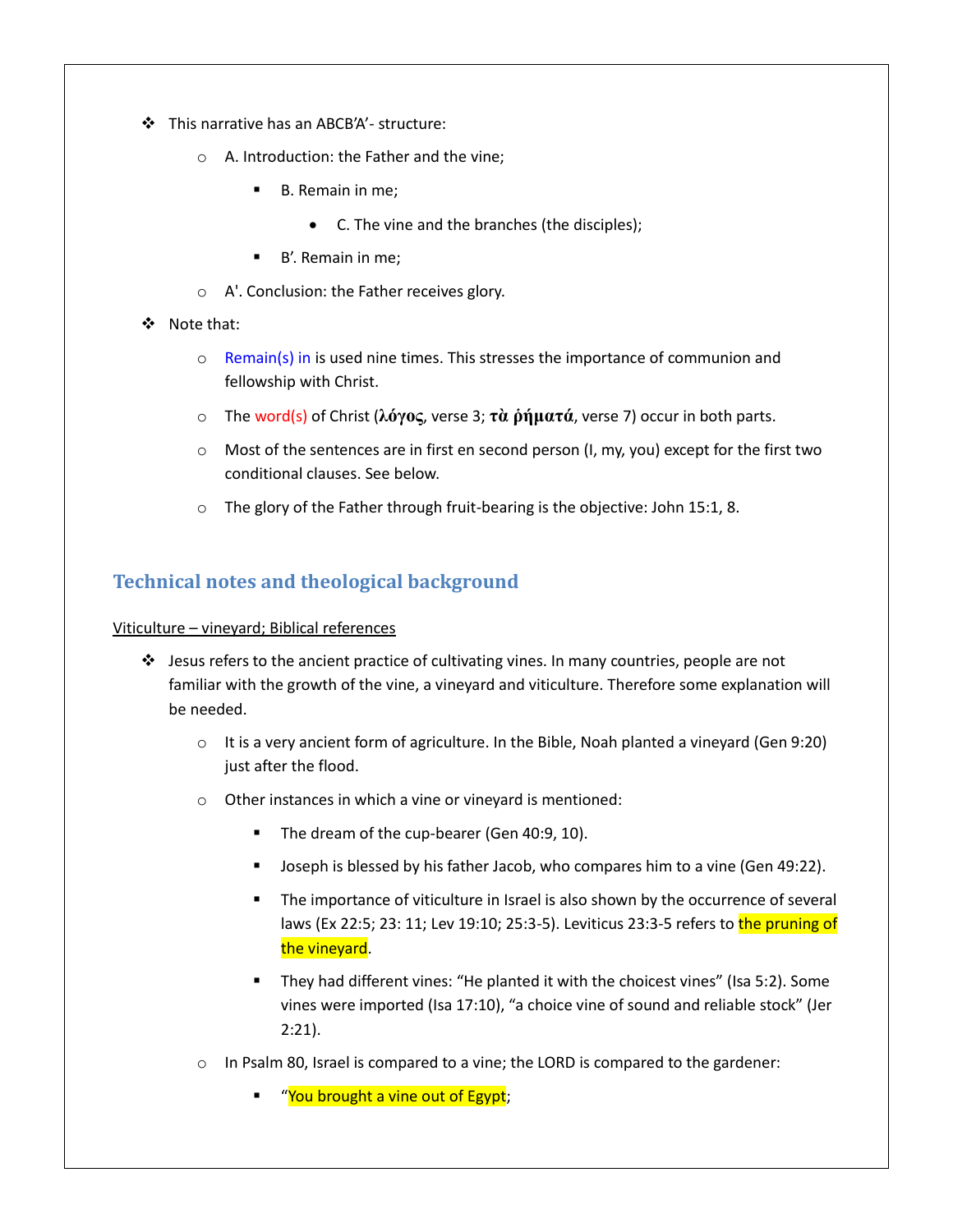- This narrative has an ABCB'A'- structure:
  - A. Introduction: the Father and the vine;
    - B. Remain in me;
      - C. The vine and the branches (the disciples);
    - B'. Remain in me;
  - A'. Conclusion: the Father receives glory.
- Note that:
  - Remain(s) in is used nine times. This stresses the importance of communion and fellowship with Christ.
  - The word(s) of Christ (**λόγος**, verse 3; **τὰ ῥήματά**, verse 7) occur in both parts.
  - Most of the sentences are in first en second person (I, my, you) except for the first two conditional clauses. See below.
  - The glory of the Father through fruit-bearing is the objective: John 15:1, 8.

## Technical notes and theological background

Viticulture – vineyard; Biblical references

- Jesus refers to the ancient practice of cultivating vines. In many countries, people are not familiar with the growth of the vine, a vineyard and viticulture. Therefore some explanation will be needed.
  - It is a very ancient form of agriculture. In the Bible, Noah planted a vineyard (Gen 9:20) just after the flood.
  - Other instances in which a vine or vineyard is mentioned:
    - The dream of the cup-bearer (Gen 40:9, 10).
    - Joseph is blessed by his father Jacob, who compares him to a vine (Gen 49:22).
    - The importance of viticulture in Israel is also shown by the occurrence of several laws (Ex 22:5; 23: 11; Lev 19:10; 25:3-5). Leviticus 23:3-5 refers to the pruning of the vineyard.
    - They had different vines: "He planted it with the choicest vines" (Isa 5:2). Some vines were imported (Isa 17:10), "a choice vine of sound and reliable stock" (Jer 2:21).
  - In Psalm 80, Israel is compared to a vine; the LORD is compared to the gardener:
    - "You brought a vine out of Egypt;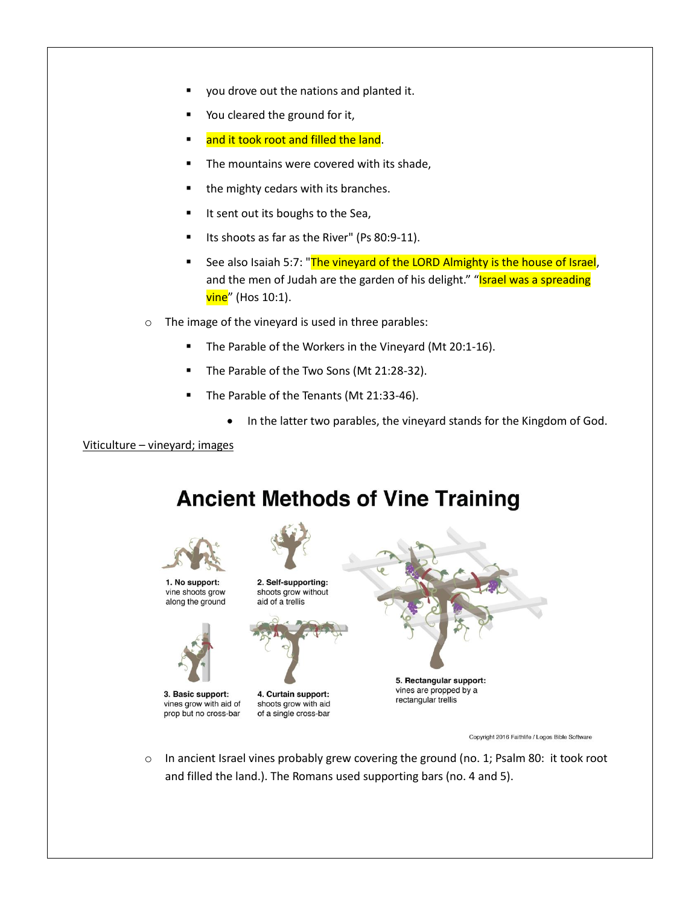- you drove out the nations and planted it.
- You cleared the ground for it,
- and it took root and filled the land.
- The mountains were covered with its shade,
- the mighty cedars with its branches.
- It sent out its boughs to the Sea,
- Its shoots as far as the River" (Ps 80:9-11).
- See also Isaiah 5:7: "The vineyard of the LORD Almighty is the house of Israel, and the men of Judah are the garden of his delight." "Israel was a spreading vine" (Hos 10:1).

- The image of the vineyard is used in three parables:
  - The Parable of the Workers in the Vineyard (Mt 20:1-16).
  - The Parable of the Two Sons (Mt 21:28-32).
  - The Parable of the Tenants (Mt 21:33-46).
    - In the latter two parables, the vineyard stands for the Kingdom of God.

Viticulture – vineyard; images

## Ancient Methods of Vine Training

1. **No support:** vine shoots grow along the ground
2. **Self-supporting:** shoots grow without aid of a trellis
3. **Basic support:** vines grow with aid of prop but no cross-bar
4. **Curtain support:** shoots grow with aid of a single cross-bar
5. **Rectangular support:** vines are propped by a rectangular trellis

Copyright 2016 Faithlife / Logos Bible Software

- In ancient Israel vines probably grew covering the ground (no. 1; Psalm 80: it took root and filled the land.). The Romans used supporting bars (no. 4 and 5).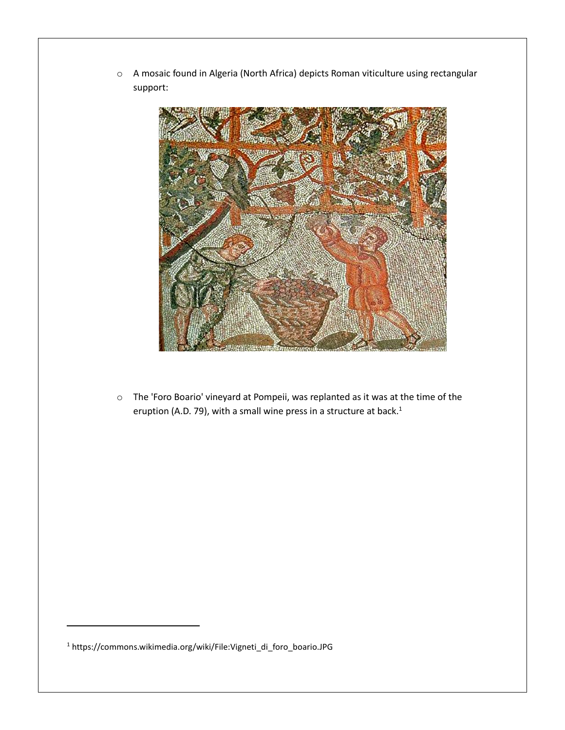- A mosaic found in Algeria (North Africa) depicts Roman viticulture using rectangular support:

- The 'Foro Boario' vineyard at Pompeii, was replanted as it was at the time of the eruption (A.D. 79), with a small wine press in a structure at back.[1]

[1] https://commons.wikimedia.org/wiki/File:Vigneti_di_foro_boario.JPG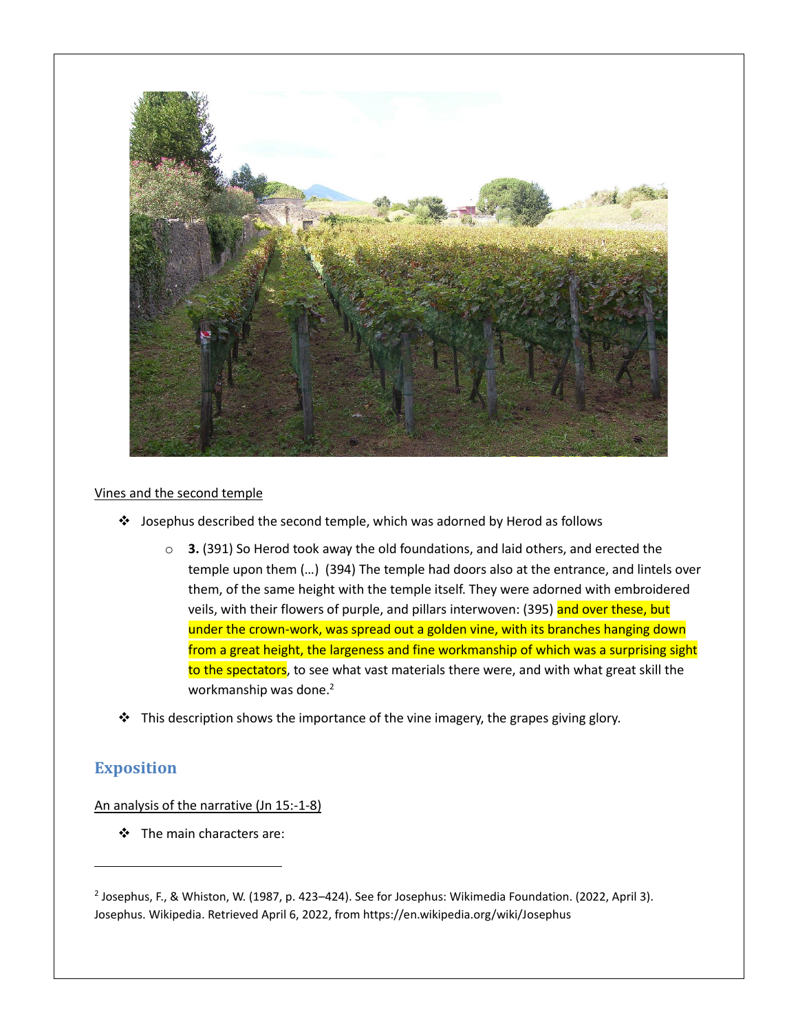Vines and the second temple

- Josephus described the second temple, which was adorned by Herod as follows

  - **3.** (391) So Herod took away the old foundations, and laid others, and erected the temple upon them (…) (394) The temple had doors also at the entrance, and lintels over them, of the same height with the temple itself. They were adorned with embroidered veils, with their flowers of purple, and pillars interwoven: (395) and over these, but under the crown-work, was spread out a golden vine, with its branches hanging down from a great height, the largeness and fine workmanship of which was a surprising sight to the spectators, to see what vast materials there were, and with what great skill the workmanship was done.[2]

- This description shows the importance of the vine imagery, the grapes giving glory.

## Exposition

An analysis of the narrative (Jn 15:-1-8)

- The main characters are:

---

[2] Josephus, F., & Whiston, W. (1987, p. 423–424). See for Josephus: Wikimedia Foundation. (2022, April 3). Josephus. Wikipedia. Retrieved April 6, 2022, from https://en.wikipedia.org/wiki/Josephus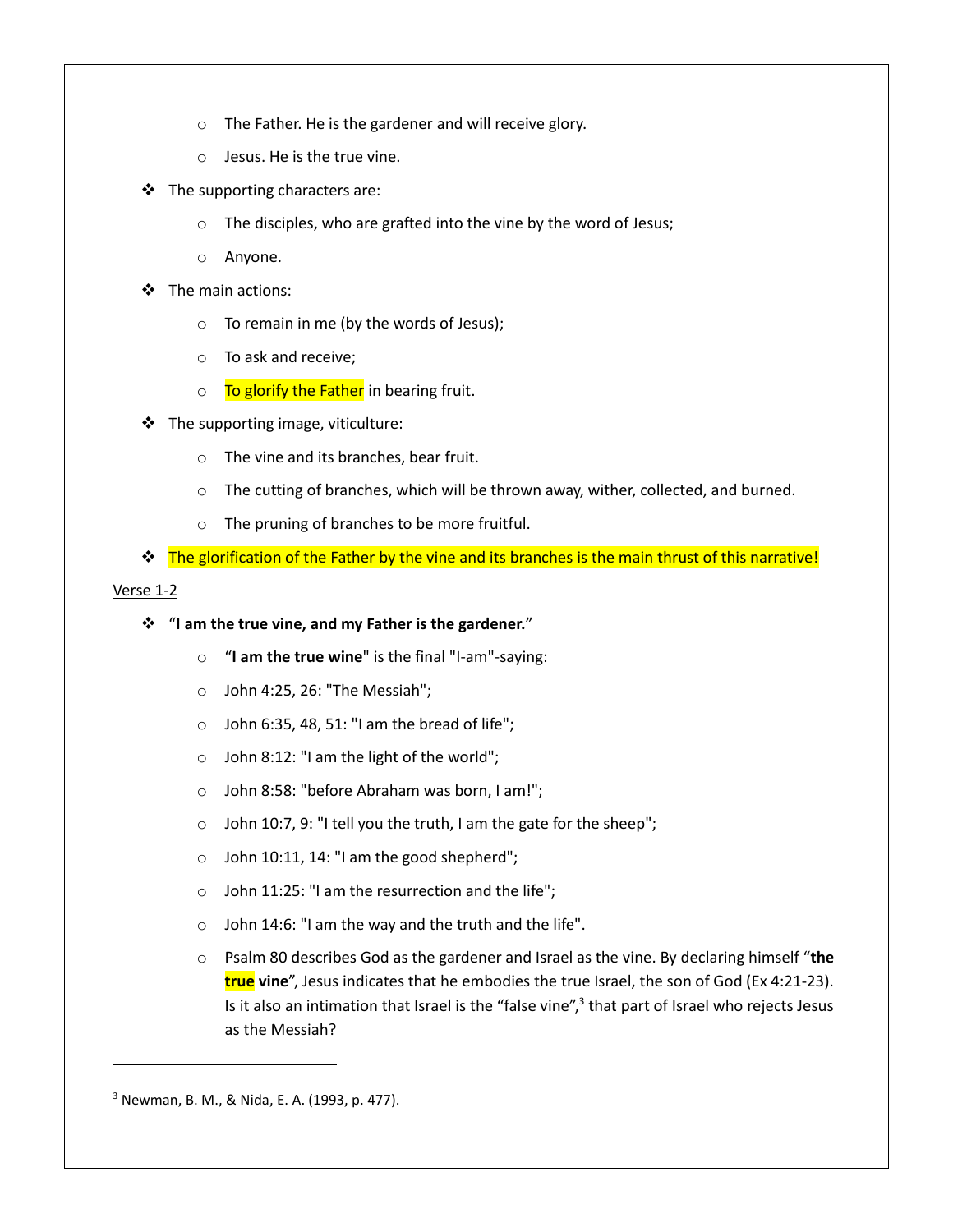- The Father. He is the gardener and will receive glory.
- Jesus. He is the true vine.

- The supporting characters are:
  - The disciples, who are grafted into the vine by the word of Jesus;
  - Anyone.
- The main actions:
  - To remain in me (by the words of Jesus);
  - To ask and receive;
  - To glorify the Father in bearing fruit.
- The supporting image, viticulture:
  - The vine and its branches, bear fruit.
  - The cutting of branches, which will be thrown away, wither, collected, and burned.
  - The pruning of branches to be more fruitful.
- The glorification of the Father by the vine and its branches is the main thrust of this narrative!

Verse 1-2

- "**I am the true vine, and my Father is the gardener.**"
  - "**I am the true wine**" is the final "I-am"-saying:
  - John 4:25, 26: "The Messiah";
  - John 6:35, 48, 51: "I am the bread of life";
  - John 8:12: "I am the light of the world";
  - John 8:58: "before Abraham was born, I am!";
  - John 10:7, 9: "I tell you the truth, I am the gate for the sheep";
  - John 10:11, 14: "I am the good shepherd";
  - John 11:25: "I am the resurrection and the life";
  - John 14:6: "I am the way and the truth and the life".
  - Psalm 80 describes God as the gardener and Israel as the vine. By declaring himself "**the true vine**", Jesus indicates that he embodies the true Israel, the son of God (Ex 4:21-23). Is it also an intimation that Israel is the "false vine",[3] that part of Israel who rejects Jesus as the Messiah?

---

[3] Newman, B. M., & Nida, E. A. (1993, p. 477).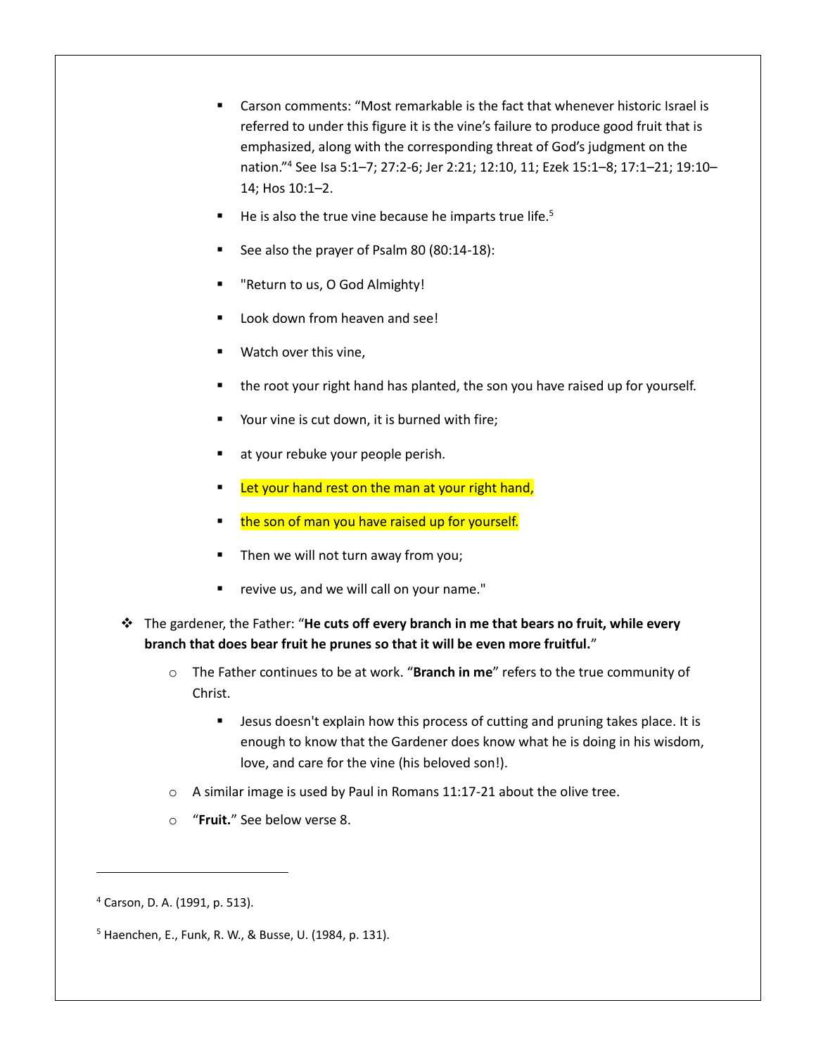- Carson comments: "Most remarkable is the fact that whenever historic Israel is referred to under this figure it is the vine's failure to produce good fruit that is emphasized, along with the corresponding threat of God's judgment on the nation."[4] See Isa 5:1–7; 27:2-6; Jer 2:21; 12:10, 11; Ezek 15:1–8; 17:1–21; 19:10–14; Hos 10:1–2.
        - He is also the true vine because he imparts true life.[5]
        - See also the prayer of Psalm 80 (80:14-18):
        - "Return to us, O God Almighty!
        - Look down from heaven and see!
        - Watch over this vine,
        - the root your right hand has planted, the son you have raised up for yourself.
        - Your vine is cut down, it is burned with fire;
        - at your rebuke your people perish.
        - Let your hand rest on the man at your right hand,
        - the son of man you have raised up for yourself.
        - Then we will not turn away from you;
        - revive us, and we will call on your name."

- The gardener, the Father: "**He cuts off every branch in me that bears no fruit, while every branch that does bear fruit he prunes so that it will be even more fruitful.**"
    - The Father continues to be at work. "**Branch in me**" refers to the true community of Christ.
        - Jesus doesn't explain how this process of cutting and pruning takes place. It is enough to know that the Gardener does know what he is doing in his wisdom, love, and care for the vine (his beloved son!).
    - A similar image is used by Paul in Romans 11:17-21 about the olive tree.
    - "**Fruit.**" See below verse 8.

---

[4] Carson, D. A. (1991, p. 513).

[5] Haenchen, E., Funk, R. W., & Busse, U. (1984, p. 131).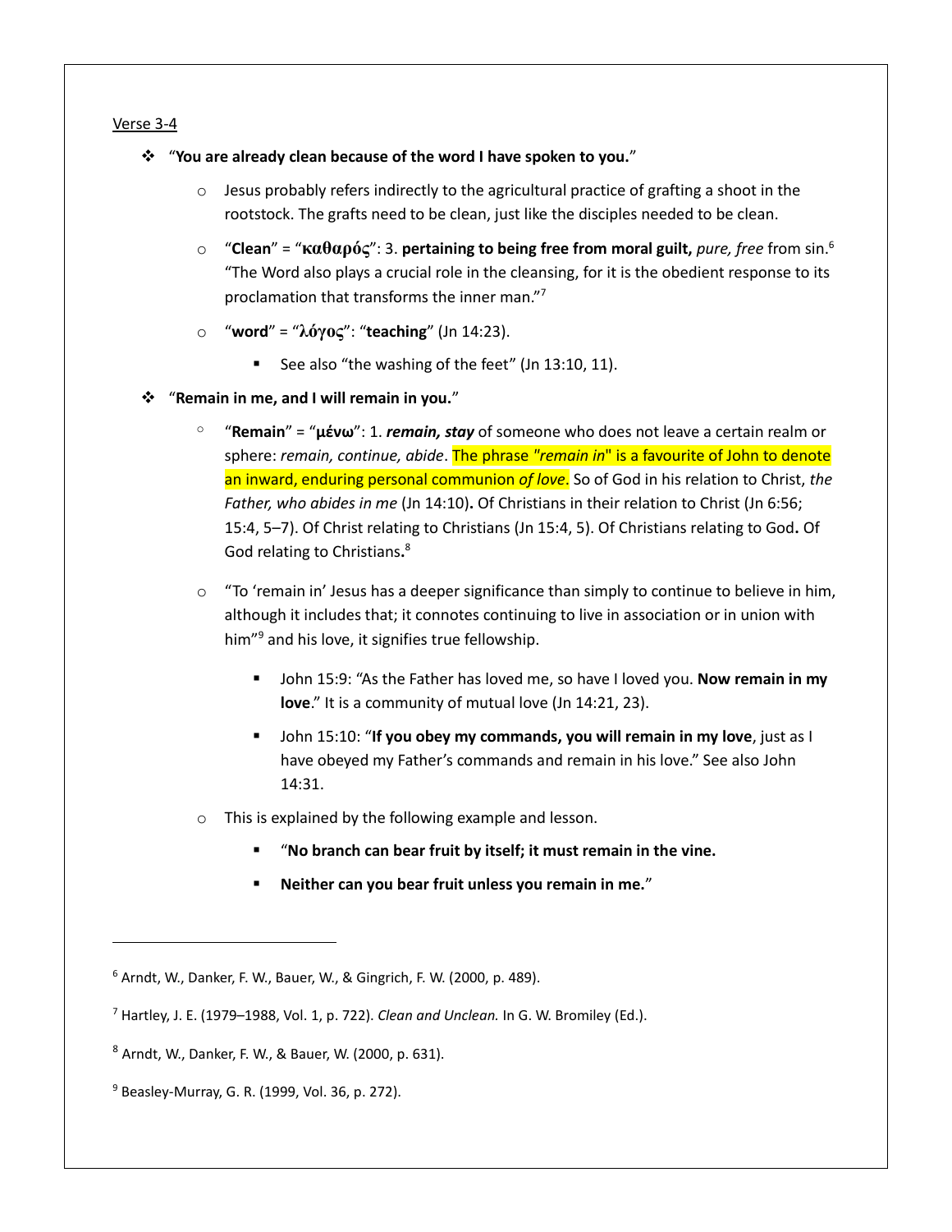Verse 3-4

- "**You are already clean because of the word I have spoken to you.**"
    - Jesus probably refers indirectly to the agricultural practice of grafting a shoot in the rootstock. The grafts need to be clean, just like the disciples needed to be clean.
    - "**Clean**" = "**καθαρός**": 3. **pertaining to being free from moral guilt,** *pure, free* from sin.[6] "The Word also plays a crucial role in the cleansing, for it is the obedient response to its proclamation that transforms the inner man."[7]
    - "**word**" = "**λόγος**": "**teaching**" (Jn 14:23).
        - See also "the washing of the feet" (Jn 13:10, 11).
- "**Remain in me, and I will remain in you.**"
    - "**Remain**" = "**μένω**": 1. ***remain, stay*** of someone who does not leave a certain realm or sphere: *remain, continue, abide*. The phrase "*remain in*" is a favourite of John to denote an inward, enduring personal communion *of love*. So of God in his relation to Christ, *the Father, who abides in me* (Jn 14:10)**.** Of Christians in their relation to Christ (Jn 6:56; 15:4, 5–7). Of Christ relating to Christians (Jn 15:4, 5). Of Christians relating to God**.** Of God relating to Christians**.**[8]
    - "To 'remain in' Jesus has a deeper significance than simply to continue to believe in him, although it includes that; it connotes continuing to live in association or in union with him"[9] and his love, it signifies true fellowship.
        - John 15:9: "As the Father has loved me, so have I loved you. **Now remain in my love**." It is a community of mutual love (Jn 14:21, 23).
        - John 15:10: "**If you obey my commands, you will remain in my love**, just as I have obeyed my Father's commands and remain in his love." See also John 14:31.
    - This is explained by the following example and lesson.
        - "**No branch can bear fruit by itself; it must remain in the vine.**
        - **Neither can you bear fruit unless you remain in me.**"

---

[6] Arndt, W., Danker, F. W., Bauer, W., & Gingrich, F. W. (2000, p. 489).

[7] Hartley, J. E. (1979–1988, Vol. 1, p. 722). *Clean and Unclean.* In G. W. Bromiley (Ed.).

[8] Arndt, W., Danker, F. W., & Bauer, W. (2000, p. 631).

[9] Beasley-Murray, G. R. (1999, Vol. 36, p. 272).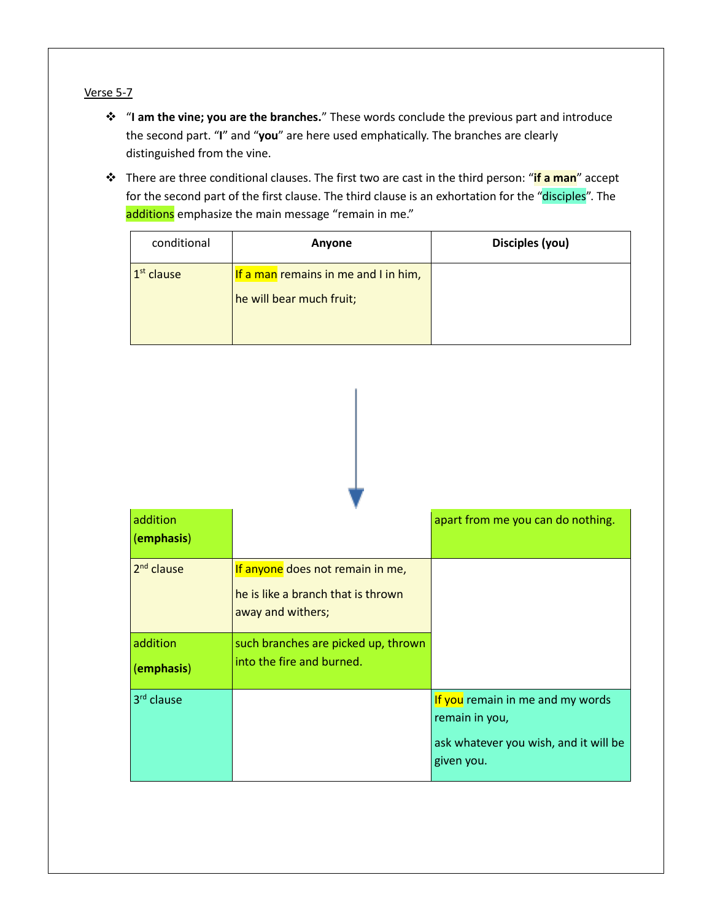Verse 5-7

- "**I am the vine; you are the branches.**" These words conclude the previous part and introduce the second part. "**I**" and "**you**" are here used emphatically. The branches are clearly distinguished from the vine.
- There are three conditional clauses. The first two are cast in the third person: "**if a man**" accept for the second part of the first clause. The third clause is an exhortation for the "disciples". The additions emphasize the main message "remain in me."

| conditional | **Anyone** | **Disciples (you)** |
|---|---|---|
| 1st clause | If a man remains in me and I in him, he will bear much fruit; | |
| addition (**emphasis**) | | apart from me you can do nothing. |
| 2nd clause | If anyone does not remain in me, he is like a branch that is thrown away and withers; | |
| addition (**emphasis**) | such branches are picked up, thrown into the fire and burned. | |
| 3rd clause | | If you remain in me and my words remain in you, ask whatever you wish, and it will be given you. |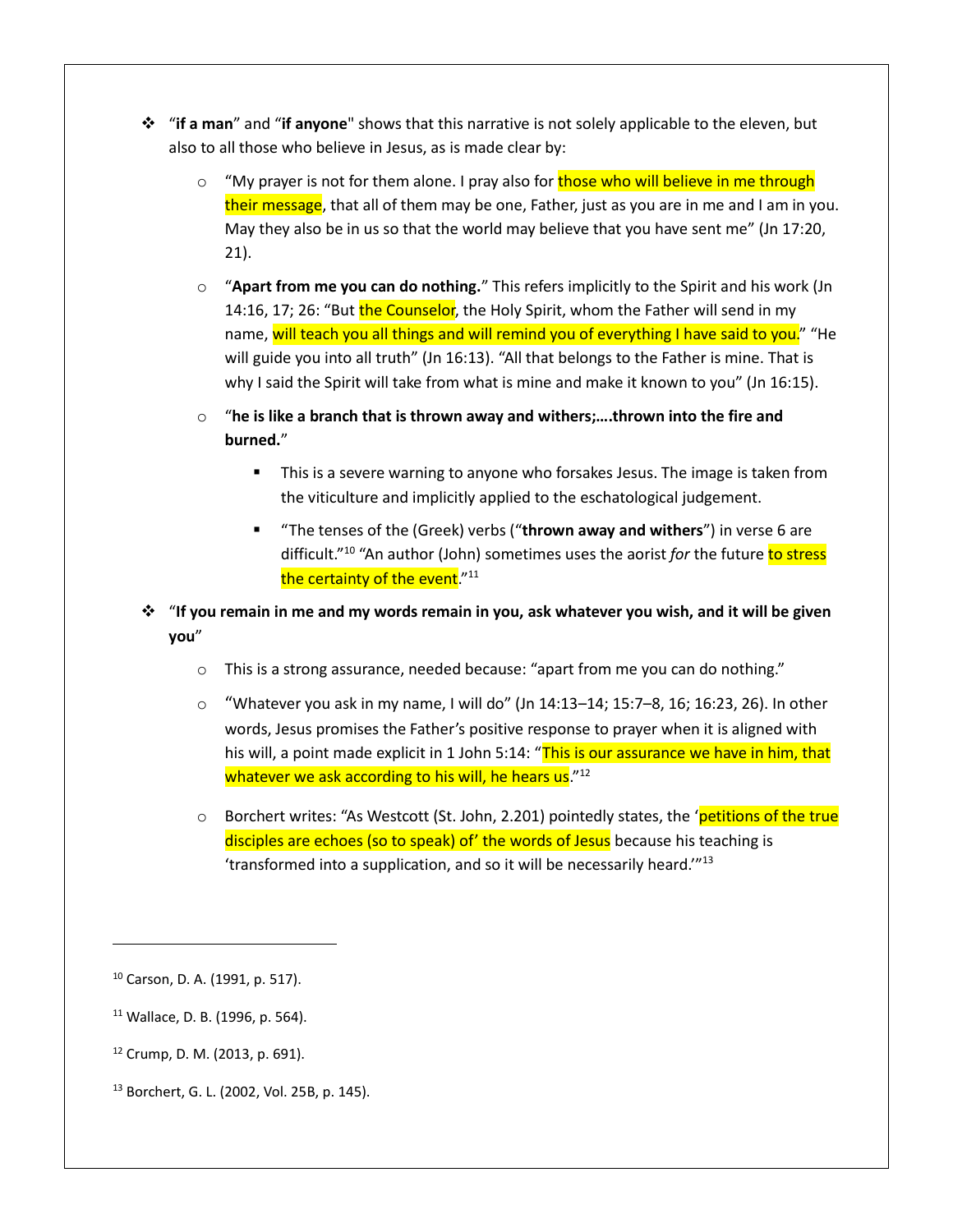- "**if a man**" and "**if anyone**" shows that this narrative is not solely applicable to the eleven, but also to all those who believe in Jesus, as is made clear by:
    - "My prayer is not for them alone. I pray also for those who will believe in me through their message, that all of them may be one, Father, just as you are in me and I am in you. May they also be in us so that the world may believe that you have sent me" (Jn 17:20, 21).
    - "**Apart from me you can do nothing.**" This refers implicitly to the Spirit and his work (Jn 14:16, 17; 26: "But the Counselor, the Holy Spirit, whom the Father will send in my name, will teach you all things and will remind you of everything I have said to you." "He will guide you into all truth" (Jn 16:13). "All that belongs to the Father is mine. That is why I said the Spirit will take from what is mine and make it known to you" (Jn 16:15).
    - "**he is like a branch that is thrown away and withers;….thrown into the fire and burned.**"
        - This is a severe warning to anyone who forsakes Jesus. The image is taken from the viticulture and implicitly applied to the eschatological judgement.
        - "The tenses of the (Greek) verbs ("**thrown away and withers**") in verse 6 are difficult."[10] "An author (John) sometimes uses the aorist *for* the future to stress the certainty of the event."[11]
- "**If you remain in me and my words remain in you, ask whatever you wish, and it will be given you**"
    - This is a strong assurance, needed because: "apart from me you can do nothing."
    - "Whatever you ask in my name, I will do" (Jn 14:13–14; 15:7–8, 16; 16:23, 26). In other words, Jesus promises the Father's positive response to prayer when it is aligned with his will, a point made explicit in 1 John 5:14: "This is our assurance we have in him, that whatever we ask according to his will, he hears us."[12]
    - Borchert writes: "As Westcott (St. John, 2.201) pointedly states, the 'petitions of the true disciples are echoes (so to speak) of' the words of Jesus because his teaching is 'transformed into a supplication, and so it will be necessarily heard.'"[13]

---

[10] Carson, D. A. (1991, p. 517).

[11] Wallace, D. B. (1996, p. 564).

[12] Crump, D. M. (2013, p. 691).

[13] Borchert, G. L. (2002, Vol. 25B, p. 145).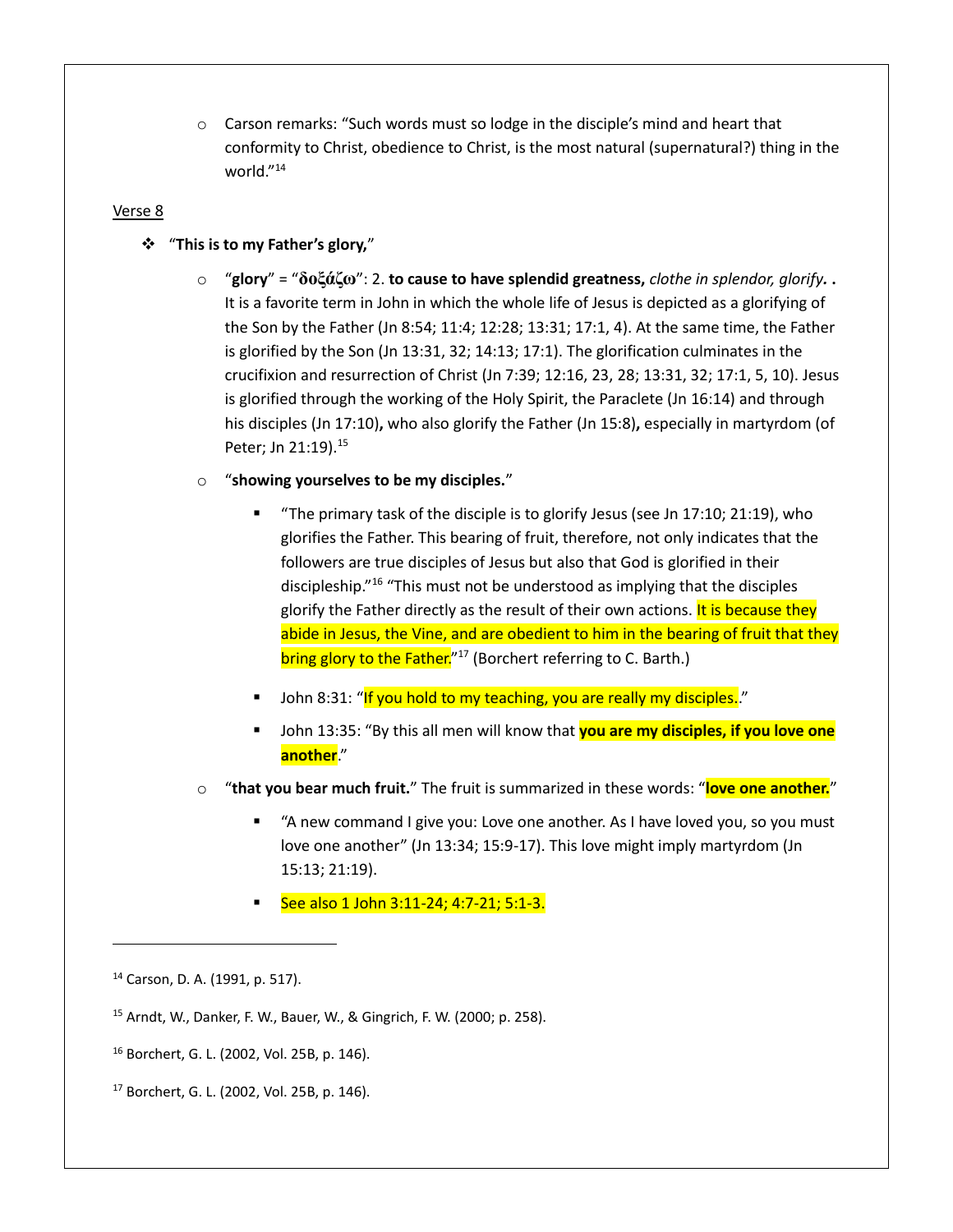- Carson remarks: "Such words must so lodge in the disciple's mind and heart that conformity to Christ, obedience to Christ, is the most natural (supernatural?) thing in the world."[14]

Verse 8

- "**This is to my Father's glory,**"
  - "**glory**" = "**δοξάζω**": 2. **to cause to have splendid greatness,** *clothe in splendor, glorify.* **.** It is a favorite term in John in which the whole life of Jesus is depicted as a glorifying of the Son by the Father (Jn 8:54; 11:4; 12:28; 13:31; 17:1, 4). At the same time, the Father is glorified by the Son (Jn 13:31, 32; 14:13; 17:1). The glorification culminates in the crucifixion and resurrection of Christ (Jn 7:39; 12:16, 23, 28; 13:31, 32; 17:1, 5, 10). Jesus is glorified through the working of the Holy Spirit, the Paraclete (Jn 16:14) and through his disciples (Jn 17:10)**,** who also glorify the Father (Jn 15:8)**,** especially in martyrdom (of Peter; Jn 21:19).[15]
  - "**showing yourselves to be my disciples.**"
    - "The primary task of the disciple is to glorify Jesus (see Jn 17:10; 21:19), who glorifies the Father. This bearing of fruit, therefore, not only indicates that the followers are true disciples of Jesus but also that God is glorified in their discipleship."[16] "This must not be understood as implying that the disciples glorify the Father directly as the result of their own actions. It is because they abide in Jesus, the Vine, and are obedient to him in the bearing of fruit that they bring glory to the Father."[17] (Borchert referring to C. Barth.)
    - John 8:31: "If you hold to my teaching, you are really my disciples.."
    - John 13:35: "By this all men will know that **you are my disciples, if you love one another**."
  - "**that you bear much fruit.**" The fruit is summarized in these words: "**love one another.**"
    - "A new command I give you: Love one another. As I have loved you, so you must love one another" (Jn 13:34; 15:9-17). This love might imply martyrdom (Jn 15:13; 21:19).
    - See also 1 John 3:11-24; 4:7-21; 5:1-3.

---

[14] Carson, D. A. (1991, p. 517).

[15] Arndt, W., Danker, F. W., Bauer, W., & Gingrich, F. W. (2000; p. 258).

[16] Borchert, G. L. (2002, Vol. 25B, p. 146).

[17] Borchert, G. L. (2002, Vol. 25B, p. 146).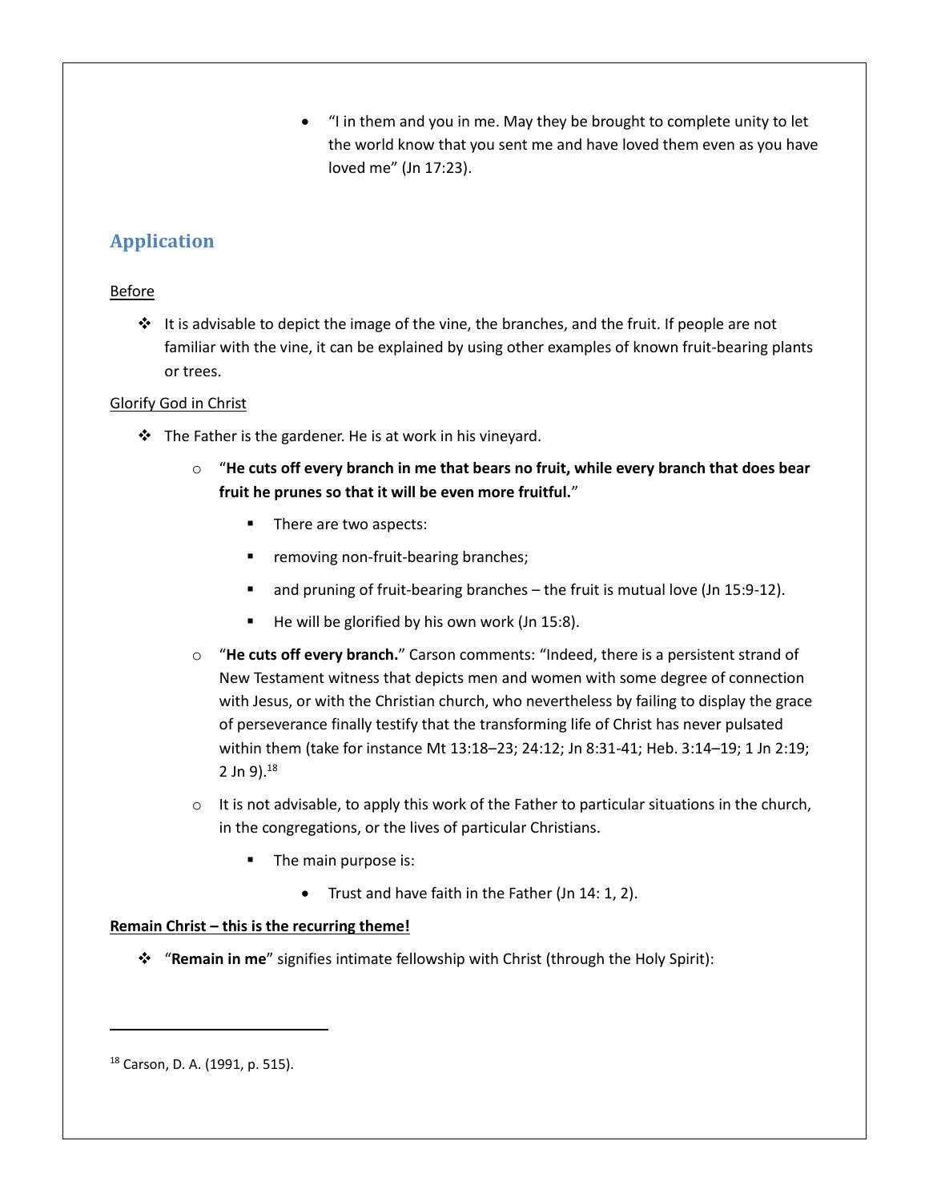- "I in them and you in me. May they be brought to complete unity to let the world know that you sent me and have loved them even as you have loved me" (Jn 17:23).

## Application

<u>Before</u>

- It is advisable to depict the image of the vine, the branches, and the fruit. If people are not familiar with the vine, it can be explained by using other examples of known fruit-bearing plants or trees.

<u>Glorify God in Christ</u>

- The Father is the gardener. He is at work in his vineyard.
  - "**He cuts off every branch in me that bears no fruit, while every branch that does bear fruit he prunes so that it will be even more fruitful.**"
    - There are two aspects:
    - removing non-fruit-bearing branches;
    - and pruning of fruit-bearing branches – the fruit is mutual love (Jn 15:9-12).
    - He will be glorified by his own work (Jn 15:8).
  - "**He cuts off every branch.**" Carson comments: "Indeed, there is a persistent strand of New Testament witness that depicts men and women with some degree of connection with Jesus, or with the Christian church, who nevertheless by failing to display the grace of perseverance finally testify that the transforming life of Christ has never pulsated within them (take for instance Mt 13:18–23; 24:12; Jn 8:31-41; Heb. 3:14–19; 1 Jn 2:19; 2 Jn 9).[18]
  - It is not advisable, to apply this work of the Father to particular situations in the church, in the congregations, or the lives of particular Christians.
    - The main purpose is:
      - Trust and have faith in the Father (Jn 14: 1, 2).

**<u>Remain Christ – this is the recurring theme!</u>**

- "**Remain in me**" signifies intimate fellowship with Christ (through the Holy Spirit):

[18] Carson, D. A. (1991, p. 515).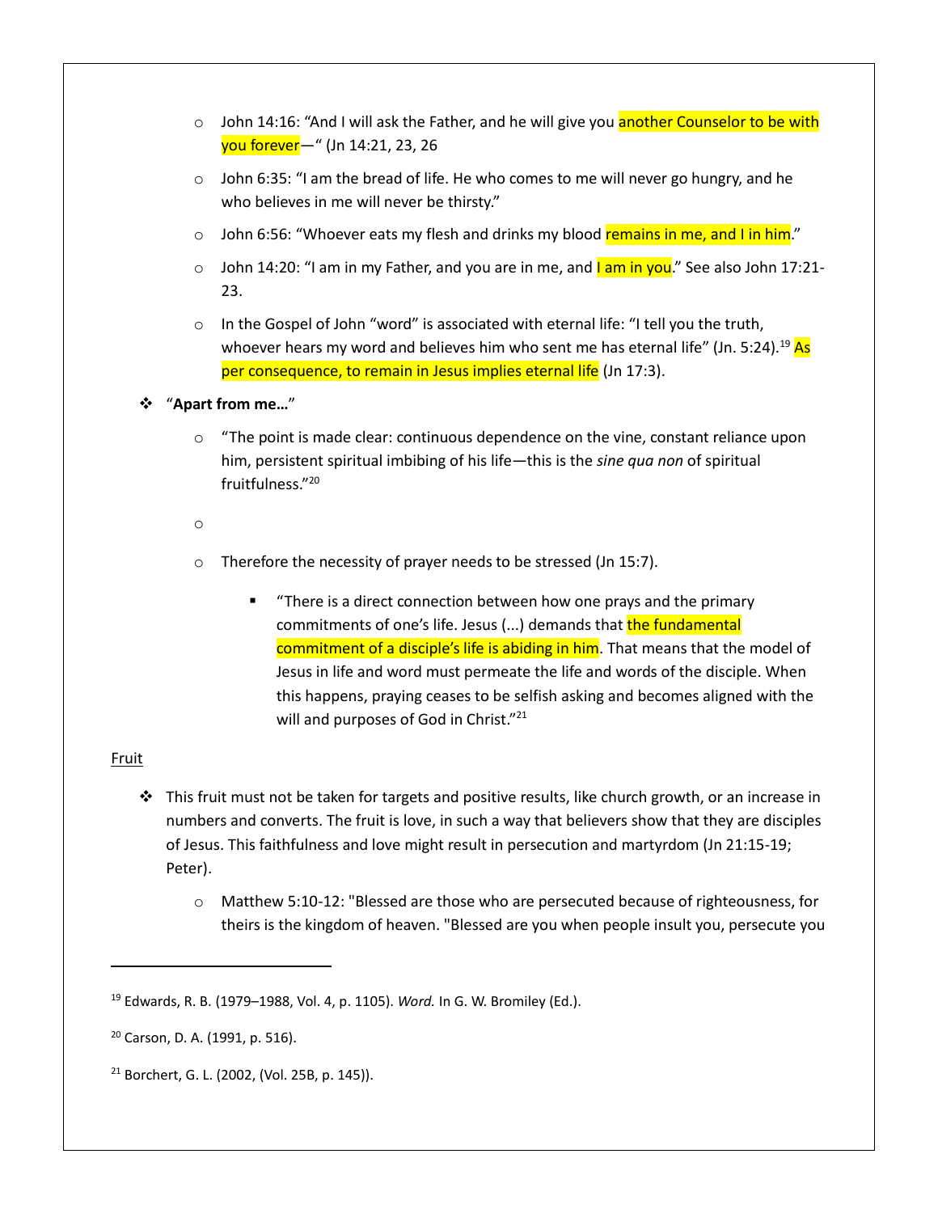- John 14:16: "And I will ask the Father, and he will give you another Counselor to be with you forever—" (Jn 14:21, 23, 26
- John 6:35: "I am the bread of life. He who comes to me will never go hungry, and he who believes in me will never be thirsty."
- John 6:56: "Whoever eats my flesh and drinks my blood remains in me, and I in him."
- John 14:20: "I am in my Father, and you are in me, and I am in you." See also John 17:21-23.
- In the Gospel of John "word" is associated with eternal life: "I tell you the truth, whoever hears my word and believes him who sent me has eternal life" (Jn. 5:24).[19] As per consequence, to remain in Jesus implies eternal life (Jn 17:3).

❖ "**Apart from me…**"

- "The point is made clear: continuous dependence on the vine, constant reliance upon him, persistent spiritual imbibing of his life—this is the *sine qua non* of spiritual fruitfulness."[20]
- 
- Therefore the necessity of prayer needs to be stressed (Jn 15:7).
  - "There is a direct connection between how one prays and the primary commitments of one's life. Jesus (...) demands that the fundamental commitment of a disciple's life is abiding in him. That means that the model of Jesus in life and word must permeate the life and words of the disciple. When this happens, praying ceases to be selfish asking and becomes aligned with the will and purposes of God in Christ."[21]

<u>Fruit</u>

❖ This fruit must not be taken for targets and positive results, like church growth, or an increase in numbers and converts. The fruit is love, in such a way that believers show that they are disciples of Jesus. This faithfulness and love might result in persecution and martyrdom (Jn 21:15-19; Peter).

- Matthew 5:10-12: "Blessed are those who are persecuted because of righteousness, for theirs is the kingdom of heaven. "Blessed are you when people insult you, persecute you

---

[19] Edwards, R. B. (1979–1988, Vol. 4, p. 1105). *Word.* In G. W. Bromiley (Ed.).

[20] Carson, D. A. (1991, p. 516).

[21] Borchert, G. L. (2002, (Vol. 25B, p. 145)).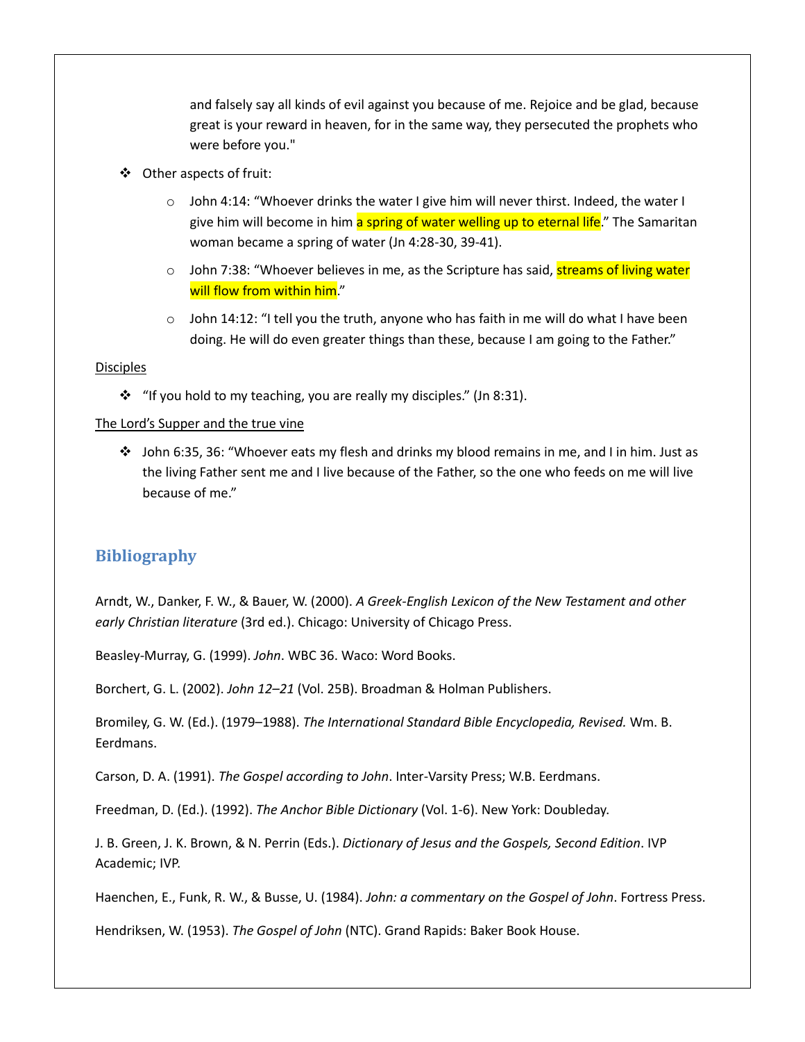and falsely say all kinds of evil against you because of me. Rejoice and be glad, because great is your reward in heaven, for in the same way, they persecuted the prophets who were before you."

- Other aspects of fruit:
  - John 4:14: "Whoever drinks the water I give him will never thirst. Indeed, the water I give him will become in him a spring of water welling up to eternal life." The Samaritan woman became a spring of water (Jn 4:28-30, 39-41).
  - John 7:38: "Whoever believes in me, as the Scripture has said, streams of living water will flow from within him."
  - John 14:12: "I tell you the truth, anyone who has faith in me will do what I have been doing. He will do even greater things than these, because I am going to the Father."

<u>Disciples</u>

- "If you hold to my teaching, you are really my disciples." (Jn 8:31).

<u>The Lord's Supper and the true vine</u>

- John 6:35, 36: "Whoever eats my flesh and drinks my blood remains in me, and I in him. Just as the living Father sent me and I live because of the Father, so the one who feeds on me will live because of me."

## Bibliography

Arndt, W., Danker, F. W., & Bauer, W. (2000). *A Greek-English Lexicon of the New Testament and other early Christian literature* (3rd ed.). Chicago: University of Chicago Press.

Beasley-Murray, G. (1999). *John*. WBC 36. Waco: Word Books.

Borchert, G. L. (2002). *John 12–21* (Vol. 25B). Broadman & Holman Publishers.

Bromiley, G. W. (Ed.). (1979–1988). *The International Standard Bible Encyclopedia, Revised.* Wm. B. Eerdmans.

Carson, D. A. (1991). *The Gospel according to John*. Inter-Varsity Press; W.B. Eerdmans.

Freedman, D. (Ed.). (1992). *The Anchor Bible Dictionary* (Vol. 1-6). New York: Doubleday.

J. B. Green, J. K. Brown, & N. Perrin (Eds.). *Dictionary of Jesus and the Gospels, Second Edition*. IVP Academic; IVP.

Haenchen, E., Funk, R. W., & Busse, U. (1984). *John: a commentary on the Gospel of John*. Fortress Press.

Hendriksen, W. (1953). *The Gospel of John* (NTC). Grand Rapids: Baker Book House.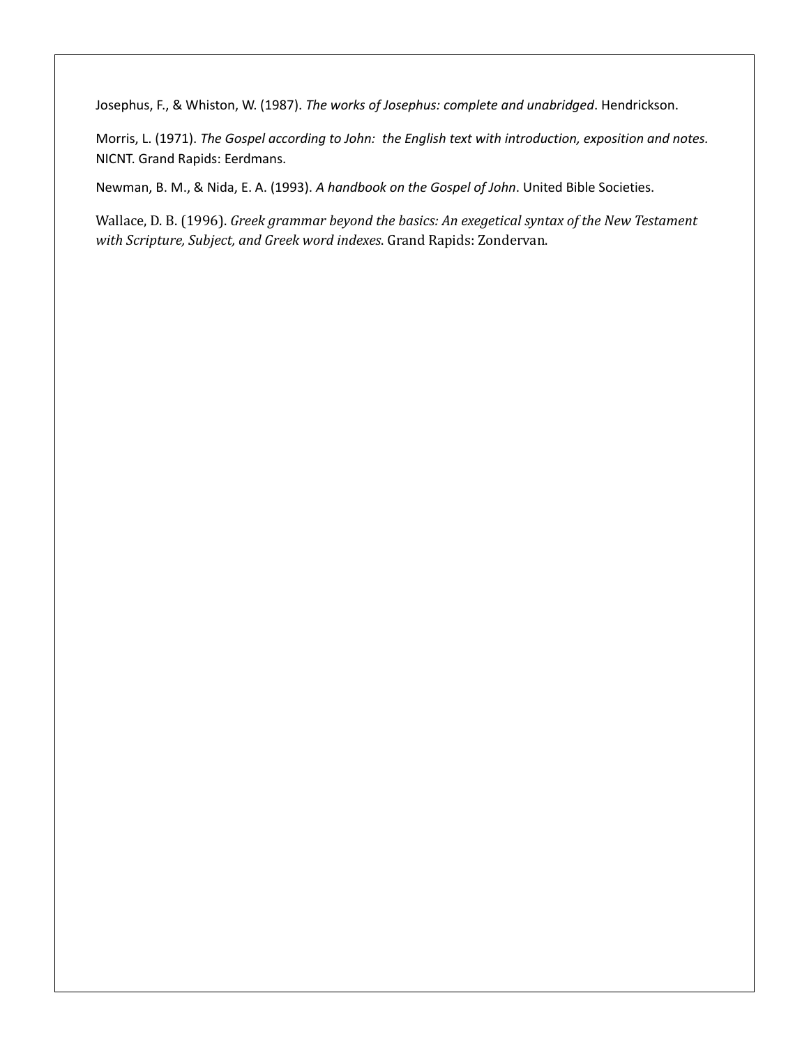Josephus, F., & Whiston, W. (1987). *The works of Josephus: complete and unabridged*. Hendrickson.

Morris, L. (1971). *The Gospel according to John: the English text with introduction, exposition and notes.* NICNT. Grand Rapids: Eerdmans.

Newman, B. M., & Nida, E. A. (1993). *A handbook on the Gospel of John*. United Bible Societies.

Wallace, D. B. (1996). *Greek grammar beyond the basics: An exegetical syntax of the New Testament with Scripture, Subject, and Greek word indexes*. Grand Rapids: Zondervan.